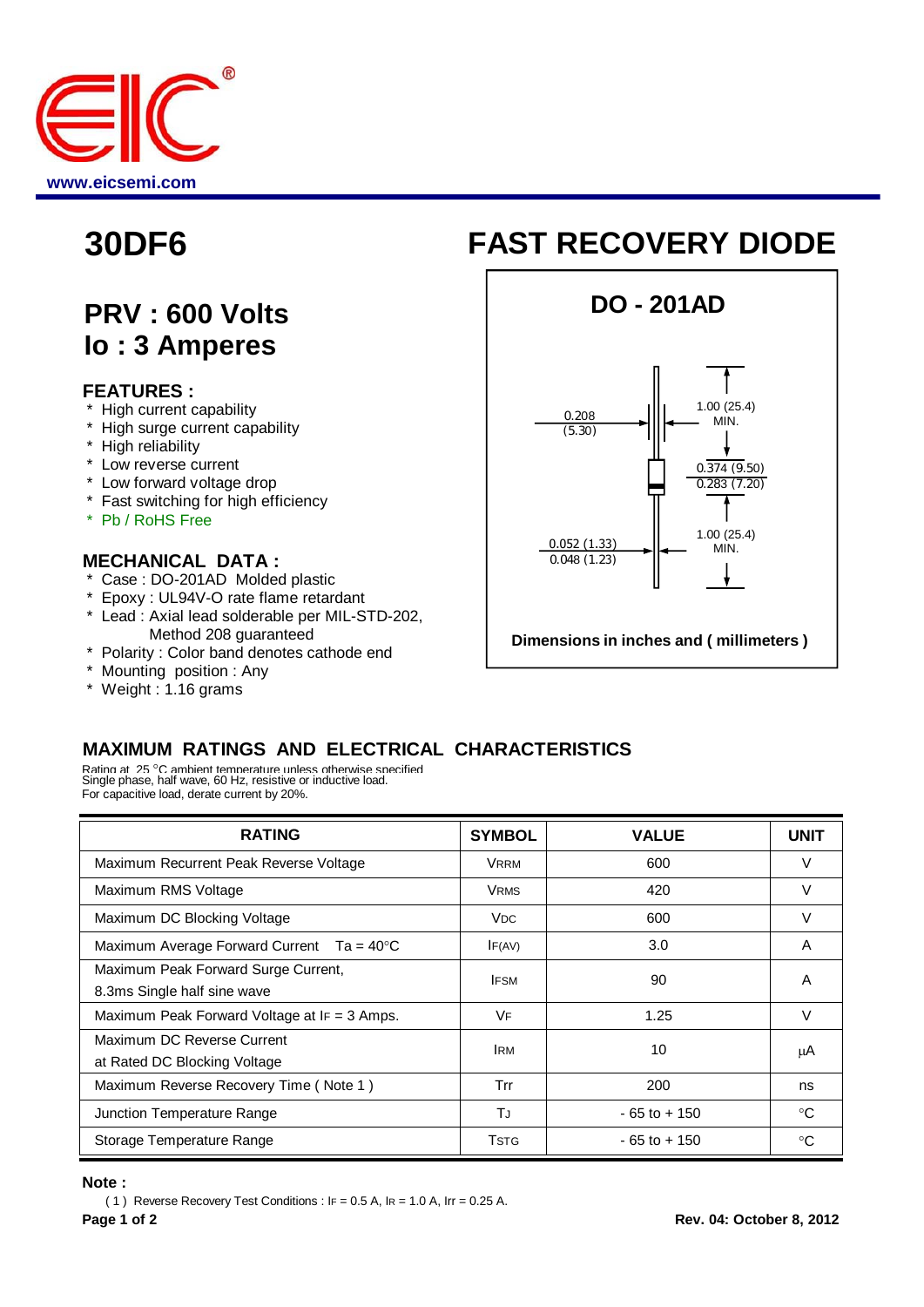www.eicsemi.com

# 30DF6

# FAST RECOVERY DIODE

## PRV : 600 Volts
## Io : 3 Amperes

### FEATURES :

* High current capability
* High surge current capability
* High reliability
* Low reverse current
* Low forward voltage drop
* Fast switching for high efficiency
* Pb / RoHS Free

### MECHANICAL DATA :

* Case : DO-201AD Molded plastic
* Epoxy : UL94V-O rate flame retardant
* Lead : Axial lead solderable per MIL-STD-202, Method 208 guaranteed
* Polarity : Color band denotes cathode end
* Mounting position : Any
* Weight : 1.16 grams

**DO - 201AD**

0.208 (5.30)

1.00 (25.4) MIN.

0.374 (9.50)
0.283 (7.20)

1.00 (25.4) MIN.

0.052 (1.33)
0.048 (1.23)

**Dimensions in inches and ( millimeters )**

## MAXIMUM RATINGS AND ELECTRICAL CHARACTERISTICS

Rating at 25 °C ambient temperature unless otherwise specified
Single phase, half wave, 60 Hz, resistive or inductive load.
For capacitive load, derate current by 20%.

| RATING | SYMBOL | VALUE | UNIT |
|---|---|---|---|
| Maximum Recurrent Peak Reverse Voltage | $V_{RRM}$ | 600 | V |
| Maximum RMS Voltage | $V_{RMS}$ | 420 | V |
| Maximum DC Blocking Voltage | $V_{DC}$ | 600 | V |
| Maximum Average Forward Current Ta = 40°C | $I_{F(AV)}$ | 3.0 | A |
| Maximum Peak Forward Surge Current, 8.3ms Single half sine wave | $I_{FSM}$ | 90 | A |
| Maximum Peak Forward Voltage at $I_F$ = 3 Amps. | $V_F$ | 1.25 | V |
| Maximum DC Reverse Current at Rated DC Blocking Voltage | $I_{RM}$ | 10 | μA |
| Maximum Reverse Recovery Time ( Note 1 ) | Trr | 200 | ns |
| Junction Temperature Range | $T_J$ | - 65 to + 150 | °C |
| Storage Temperature Range | $T_{STG}$ | - 65 to + 150 | °C |

**Note :**

( 1 ) Reverse Recovery Test Conditions : $I_F$ = 0.5 A, $I_R$ = 1.0 A, Irr = 0.25 A.

**Rev. 04: October 8, 2012**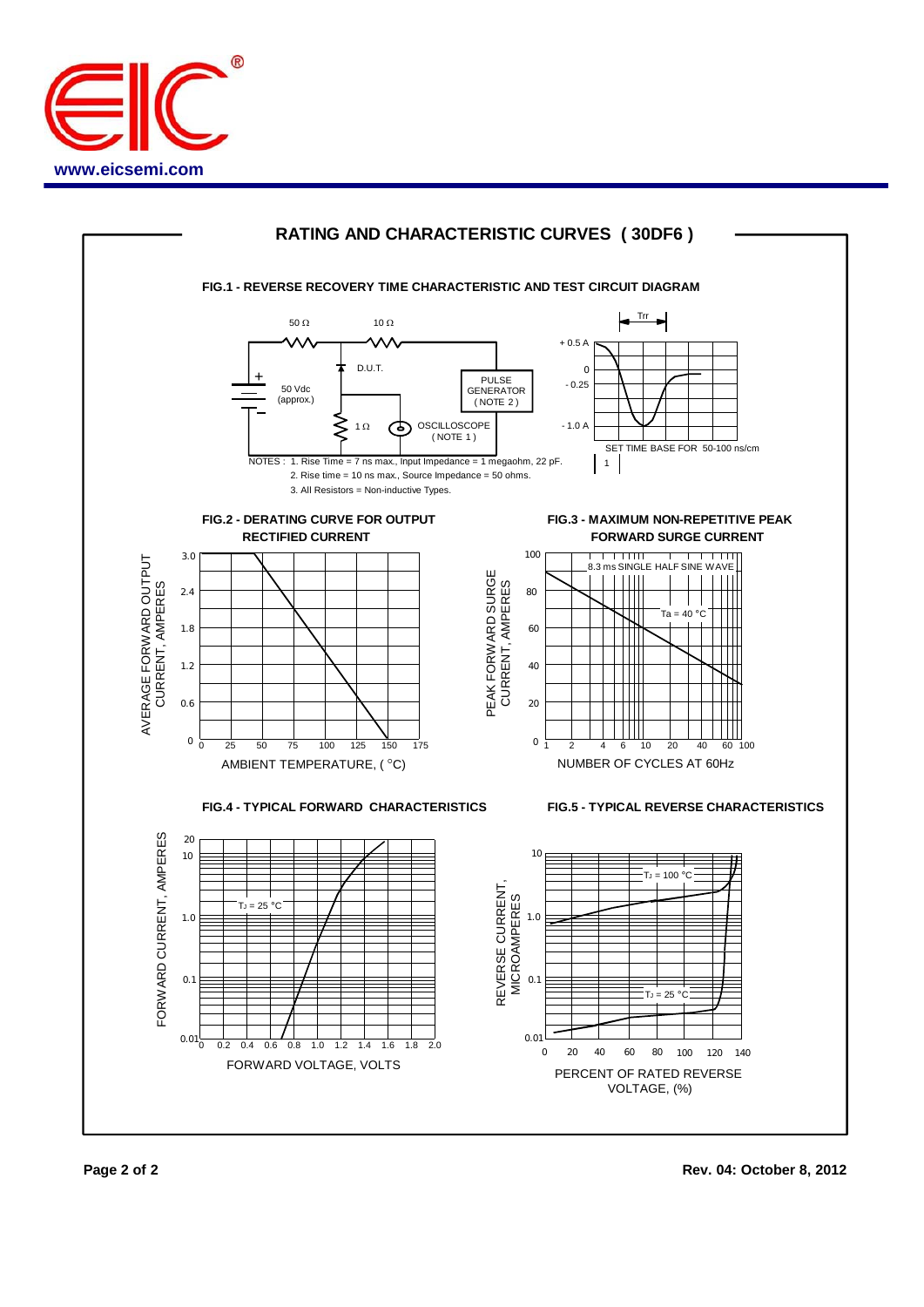## RATING AND CHARACTERISTIC CURVES ( 30DF6 )

### FIG.1 - REVERSE RECOVERY TIME CHARACTERISTIC AND TEST CIRCUIT DIAGRAM

50 Ω
10 Ω
D.U.T.
+
50 Vdc
(approx.)
−
PULSE GENERATOR ( NOTE 2 )
1 Ω
OSCILLOSCOPE ( NOTE 1 )

Trr
+ 0.5 A
0
- 0.25
- 1.0 A
SET TIME BASE FOR 50-100 ns/cm
1

NOTES : 1. Rise Time = 7 ns max., Input Impedance = 1 megaohm, 22 pF.
2. Rise time = 10 ns max., Source Impedance = 50 ohms.
3. All Resistors = Non-inductive Types.

### FIG.2 - DERATING CURVE FOR OUTPUT RECTIFIED CURRENT

AVERAGE FORWARD OUTPUT CURRENT, AMPERES
3.0
2.4
1.8
1.2
0.6
0
0 25 50 75 100 125 150 175
AMBIENT TEMPERATURE, ( °C)

### FIG.3 - MAXIMUM NON-REPETITIVE PEAK FORWARD SURGE CURRENT

PEAK FORWARD SURGE CURRENT, AMPERES
100
80
60
40
20
0
8.3 ms SINGLE HALF SINE WAVE
Ta = 40 °C
1 2 4 6 10 20 40 60 100
NUMBER OF CYCLES AT 60Hz

### FIG.4 - TYPICAL FORWARD CHARACTERISTICS

FORWARD CURRENT, AMPERES
20
10
1.0
0.1
0.01
$T_J$ = 25 °C
0 0.2 0.4 0.6 0.8 1.0 1.2 1.4 1.6 1.8 2.0
FORWARD VOLTAGE, VOLTS

### FIG.5 - TYPICAL REVERSE CHARACTERISTICS

REVERSE CURRENT, MICROAMPERES
10
1.0
0.1
0.01
$T_J$ = 100 °C
$T_J$ = 25 °C
0 20 40 60 80 100 120 140
PERCENT OF RATED REVERSE VOLTAGE, (%)

Rev. 04: October 8, 2012